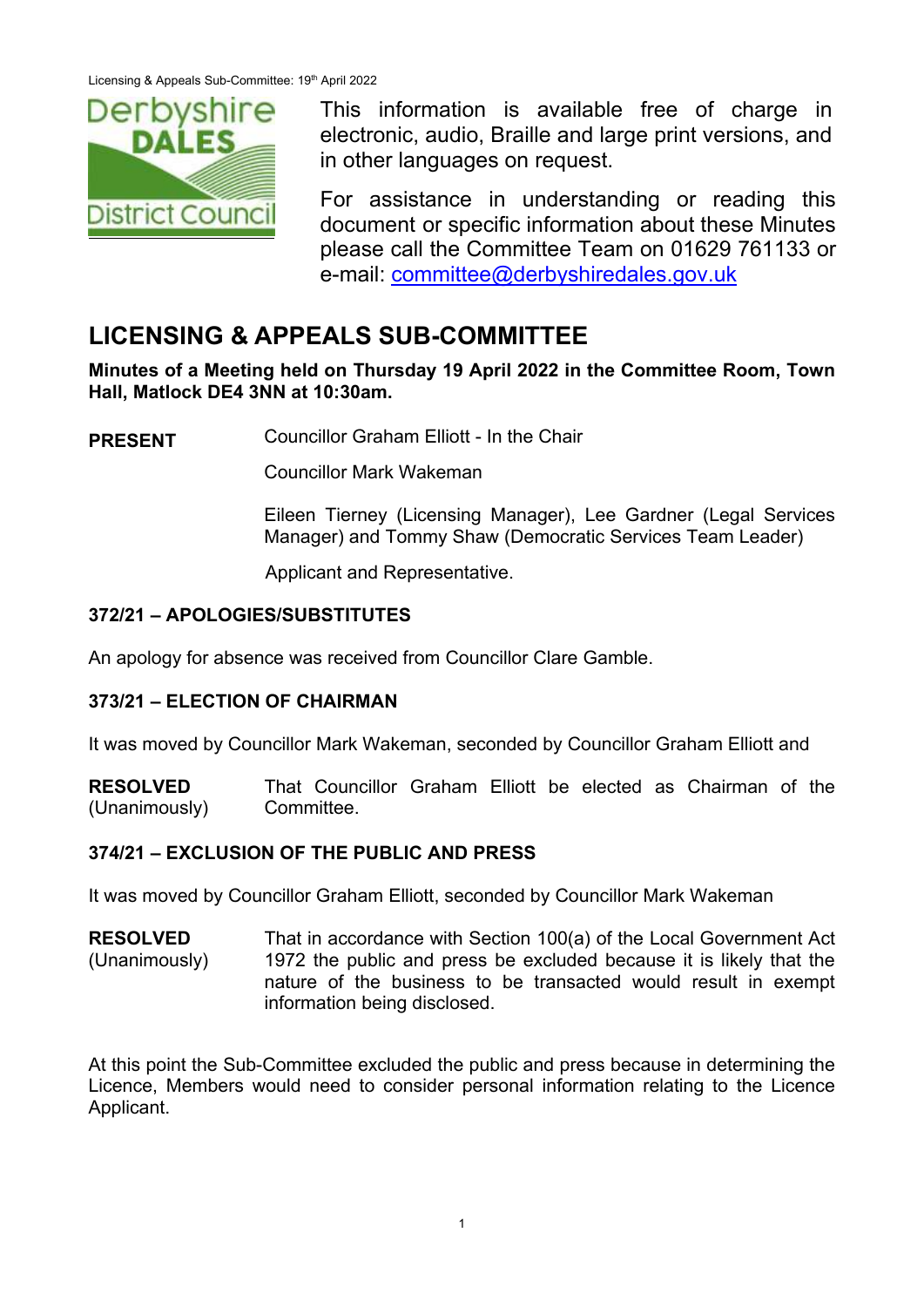This information is available free of charge in electronic, audio, Braille and large print versions, and in other languages on request.

For assistance in understanding or reading this document or specific information about these Minutes please call the Committee Team on 01629 761133 or e-mail: committee@derbyshiredales.gov.uk

# LICENSING & APPEALS SUB-COMMITTEE

**Minutes of a Meeting held on Thursday 19 April 2022 in the Committee Room, Town Hall, Matlock DE4 3NN at 10:30am.**

**PRESENT** Councillor Graham Elliott - In the Chair

Councillor Mark Wakeman

Eileen Tierney (Licensing Manager), Lee Gardner (Legal Services Manager) and Tommy Shaw (Democratic Services Team Leader)

Applicant and Representative.

## 372/21 – APOLOGIES/SUBSTITUTES

An apology for absence was received from Councillor Clare Gamble.

## 373/21 – ELECTION OF CHAIRMAN

It was moved by Councillor Mark Wakeman, seconded by Councillor Graham Elliott and

**RESOLVED** (Unanimously) That Councillor Graham Elliott be elected as Chairman of the Committee.

## 374/21 – EXCLUSION OF THE PUBLIC AND PRESS

It was moved by Councillor Graham Elliott, seconded by Councillor Mark Wakeman

**RESOLVED** (Unanimously) That in accordance with Section 100(a) of the Local Government Act 1972 the public and press be excluded because it is likely that the nature of the business to be transacted would result in exempt information being disclosed.

At this point the Sub-Committee excluded the public and press because in determining the Licence, Members would need to consider personal information relating to the Licence Applicant.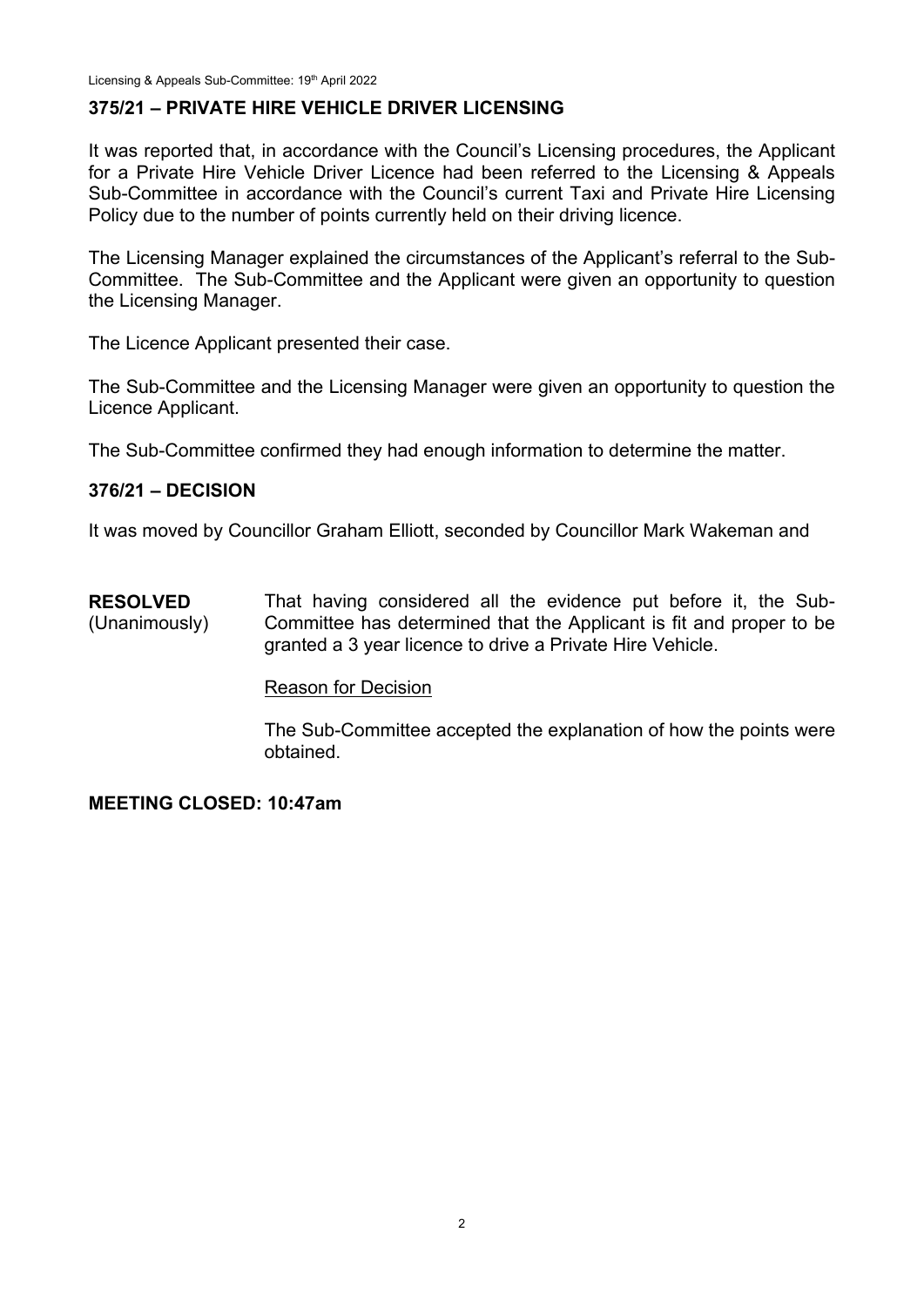### 375/21 – PRIVATE HIRE VEHICLE DRIVER LICENSING

It was reported that, in accordance with the Council's Licensing procedures, the Applicant for a Private Hire Vehicle Driver Licence had been referred to the Licensing & Appeals Sub-Committee in accordance with the Council's current Taxi and Private Hire Licensing Policy due to the number of points currently held on their driving licence.

The Licensing Manager explained the circumstances of the Applicant's referral to the Sub-Committee. The Sub-Committee and the Applicant were given an opportunity to question the Licensing Manager.

The Licence Applicant presented their case.

The Sub-Committee and the Licensing Manager were given an opportunity to question the Licence Applicant.

The Sub-Committee confirmed they had enough information to determine the matter.

### 376/21 – DECISION

It was moved by Councillor Graham Elliott, seconded by Councillor Mark Wakeman and

**RESOLVED** (Unanimously) That having considered all the evidence put before it, the Sub-Committee has determined that the Applicant is fit and proper to be granted a 3 year licence to drive a Private Hire Vehicle.

Reason for Decision

The Sub-Committee accepted the explanation of how the points were obtained.

**MEETING CLOSED: 10:47am**